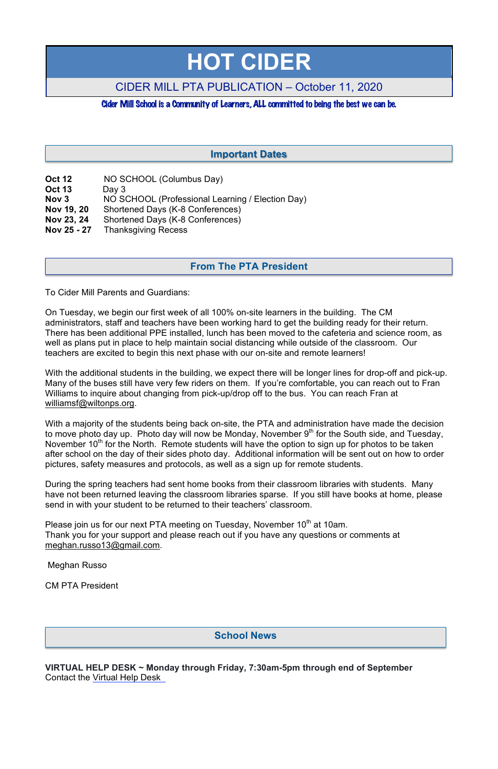# HOT CIDER

CIDER MILL PTA PUBLICATION – October 11, 2020

Cider Mill School is a Community of Learners, ALL committed to being the best we can be.

## Important Dates

| | |
|---|---|
| **Oct 12** | NO SCHOOL (Columbus Day) |
| **Oct 13** | Day 3 |
| **Nov 3** | NO SCHOOL (Professional Learning / Election Day) |
| **Nov 19, 20** | Shortened Days (K-8 Conferences) |
| **Nov 23, 24** | Shortened Days (K-8 Conferences) |
| **Nov 25 - 27** | Thanksgiving Recess |

## From The PTA President

To Cider Mill Parents and Guardians:

On Tuesday, we begin our first week of all 100% on-site learners in the building. The CM administrators, staff and teachers have been working hard to get the building ready for their return. There has been additional PPE installed, lunch has been moved to the cafeteria and science room, as well as plans put in place to help maintain social distancing while outside of the classroom. Our teachers are excited to begin this next phase with our on-site and remote learners!

With the additional students in the building, we expect there will be longer lines for drop-off and pick-up. Many of the buses still have very few riders on them. If you're comfortable, you can reach out to Fran Williams to inquire about changing from pick-up/drop off to the bus. You can reach Fran at williamsf@wiltonps.org.

With a majority of the students being back on-site, the PTA and administration have made the decision to move photo day up. Photo day will now be Monday, November 9th for the South side, and Tuesday, November 10th for the North. Remote students will have the option to sign up for photos to be taken after school on the day of their sides photo day. Additional information will be sent out on how to order pictures, safety measures and protocols, as well as a sign up for remote students.

During the spring teachers had sent home books from their classroom libraries with students. Many have not been returned leaving the classroom libraries sparse. If you still have books at home, please send in with your student to be returned to their teachers' classroom.

Please join us for our next PTA meeting on Tuesday, November 10th at 10am.
Thank you for your support and please reach out if you have any questions or comments at meghan.russo13@gmail.com.

Meghan Russo

CM PTA President

## School News

**VIRTUAL HELP DESK ~ Monday through Friday, 7:30am-5pm through end of September**
Contact the Virtual Help Desk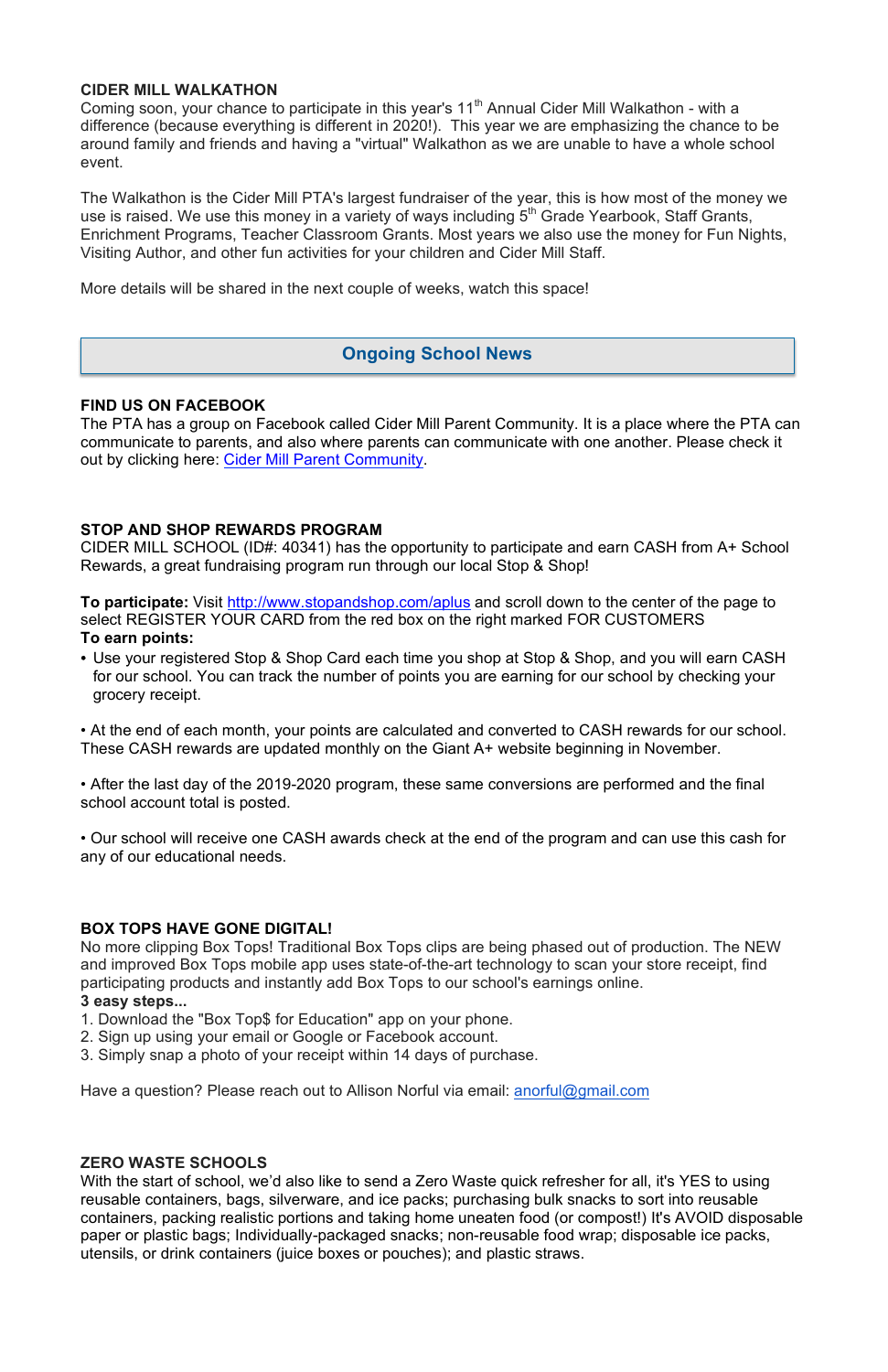### CIDER MILL WALKATHON

Coming soon, your chance to participate in this year's 11th Annual Cider Mill Walkathon - with a difference (because everything is different in 2020!). This year we are emphasizing the chance to be around family and friends and having a "virtual" Walkathon as we are unable to have a whole school event.

The Walkathon is the Cider Mill PTA's largest fundraiser of the year, this is how most of the money we use is raised. We use this money in a variety of ways including 5th Grade Yearbook, Staff Grants, Enrichment Programs, Teacher Classroom Grants. Most years we also use the money for Fun Nights, Visiting Author, and other fun activities for your children and Cider Mill Staff.

More details will be shared in the next couple of weeks, watch this space!

## Ongoing School News

### FIND US ON FACEBOOK

The PTA has a group on Facebook called Cider Mill Parent Community. It is a place where the PTA can communicate to parents, and also where parents can communicate with one another. Please check it out by clicking here: Cider Mill Parent Community.

### STOP AND SHOP REWARDS PROGRAM

CIDER MILL SCHOOL (ID#: 40341) has the opportunity to participate and earn CASH from A+ School Rewards, a great fundraising program run through our local Stop & Shop!

**To participate:** Visit http://www.stopandshop.com/aplus and scroll down to the center of the page to select REGISTER YOUR CARD from the red box on the right marked FOR CUSTOMERS

**To earn points:**

- Use your registered Stop & Shop Card each time you shop at Stop & Shop, and you will earn CASH for our school. You can track the number of points you are earning for our school by checking your grocery receipt.
- At the end of each month, your points are calculated and converted to CASH rewards for our school. These CASH rewards are updated monthly on the Giant A+ website beginning in November.
- After the last day of the 2019-2020 program, these same conversions are performed and the final school account total is posted.
- Our school will receive one CASH awards check at the end of the program and can use this cash for any of our educational needs.

### BOX TOPS HAVE GONE DIGITAL!

No more clipping Box Tops! Traditional Box Tops clips are being phased out of production. The NEW and improved Box Tops mobile app uses state-of-the-art technology to scan your store receipt, find participating products and instantly add Box Tops to our school's earnings online.

**3 easy steps...**

1. Download the "Box Top$ for Education" app on your phone.
2. Sign up using your email or Google or Facebook account.
3. Simply snap a photo of your receipt within 14 days of purchase.

Have a question? Please reach out to Allison Norful via email: anorful@gmail.com

### ZERO WASTE SCHOOLS

With the start of school, we'd also like to send a Zero Waste quick refresher for all, it's YES to using reusable containers, bags, silverware, and ice packs; purchasing bulk snacks to sort into reusable containers, packing realistic portions and taking home uneaten food (or compost!) It's AVOID disposable paper or plastic bags; Individually-packaged snacks; non-reusable food wrap; disposable ice packs, utensils, or drink containers (juice boxes or pouches); and plastic straws.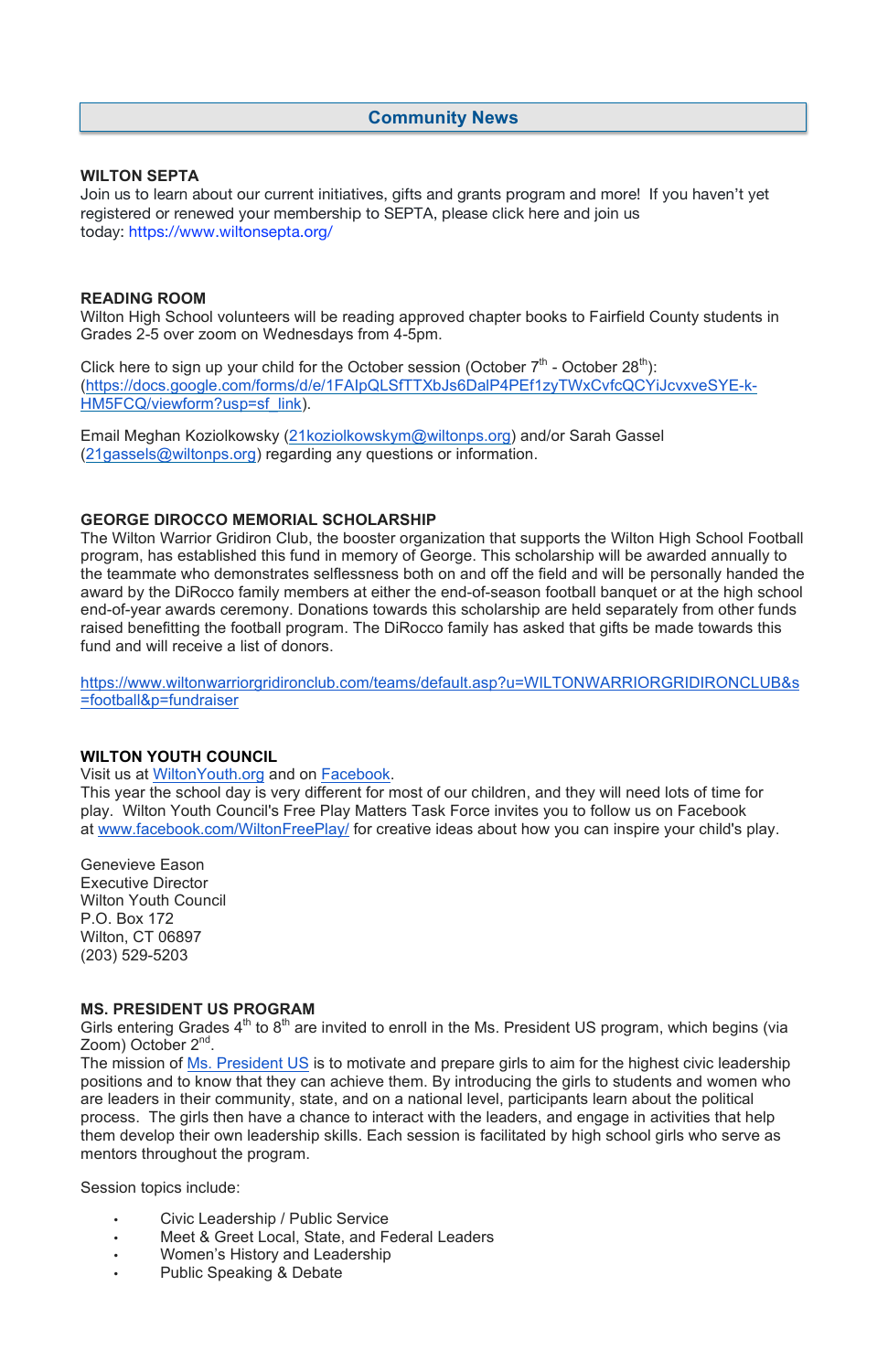## Community News

**WILTON SEPTA**
Join us to learn about our current initiatives, gifts and grants program and more! If you haven't yet registered or renewed your membership to SEPTA, please click here and join us today: https://www.wiltonsepta.org/

**READING ROOM**
Wilton High School volunteers will be reading approved chapter books to Fairfield County students in Grades 2-5 over zoom on Wednesdays from 4-5pm.

Click here to sign up your child for the October session (October 7th - October 28th): (https://docs.google.com/forms/d/e/1FAIpQLSfTTXbJs6DalP4PEf1zyTWxCvfcQCYiJcvxveSYE-k-HM5FCQ/viewform?usp=sf_link).

Email Meghan Koziolkowsky (21koziolkowskym@wiltonps.org) and/or Sarah Gassel (21gassels@wiltonps.org) regarding any questions or information.

**GEORGE DIROCCO MEMORIAL SCHOLARSHIP**
The Wilton Warrior Gridiron Club, the booster organization that supports the Wilton High School Football program, has established this fund in memory of George. This scholarship will be awarded annually to the teammate who demonstrates selflessness both on and off the field and will be personally handed the award by the DiRocco family members at either the end-of-season football banquet or at the high school end-of-year awards ceremony. Donations towards this scholarship are held separately from other funds raised benefitting the football program. The DiRocco family has asked that gifts be made towards this fund and will receive a list of donors.

https://www.wiltonwarriorgridironclub.com/teams/default.asp?u=WILTONWARRIORGRIDIRONCLUB&s=football&p=fundraiser

**WILTON YOUTH COUNCIL**
Visit us at WiltonYouth.org and on Facebook.
This year the school day is very different for most of our children, and they will need lots of time for play. Wilton Youth Council's Free Play Matters Task Force invites you to follow us on Facebook at www.facebook.com/WiltonFreePlay/ for creative ideas about how you can inspire your child's play.

Genevieve Eason
Executive Director
Wilton Youth Council
P.O. Box 172
Wilton, CT 06897
(203) 529-5203

**MS. PRESIDENT US PROGRAM**
Girls entering Grades 4th to 8th are invited to enroll in the Ms. President US program, which begins (via Zoom) October 2nd.
The mission of Ms. President US is to motivate and prepare girls to aim for the highest civic leadership positions and to know that they can achieve them. By introducing the girls to students and women who are leaders in their community, state, and on a national level, participants learn about the political process. The girls then have a chance to interact with the leaders, and engage in activities that help them develop their own leadership skills. Each session is facilitated by high school girls who serve as mentors throughout the program.

Session topics include:

- Civic Leadership / Public Service
- Meet & Greet Local, State, and Federal Leaders
- Women's History and Leadership
- Public Speaking & Debate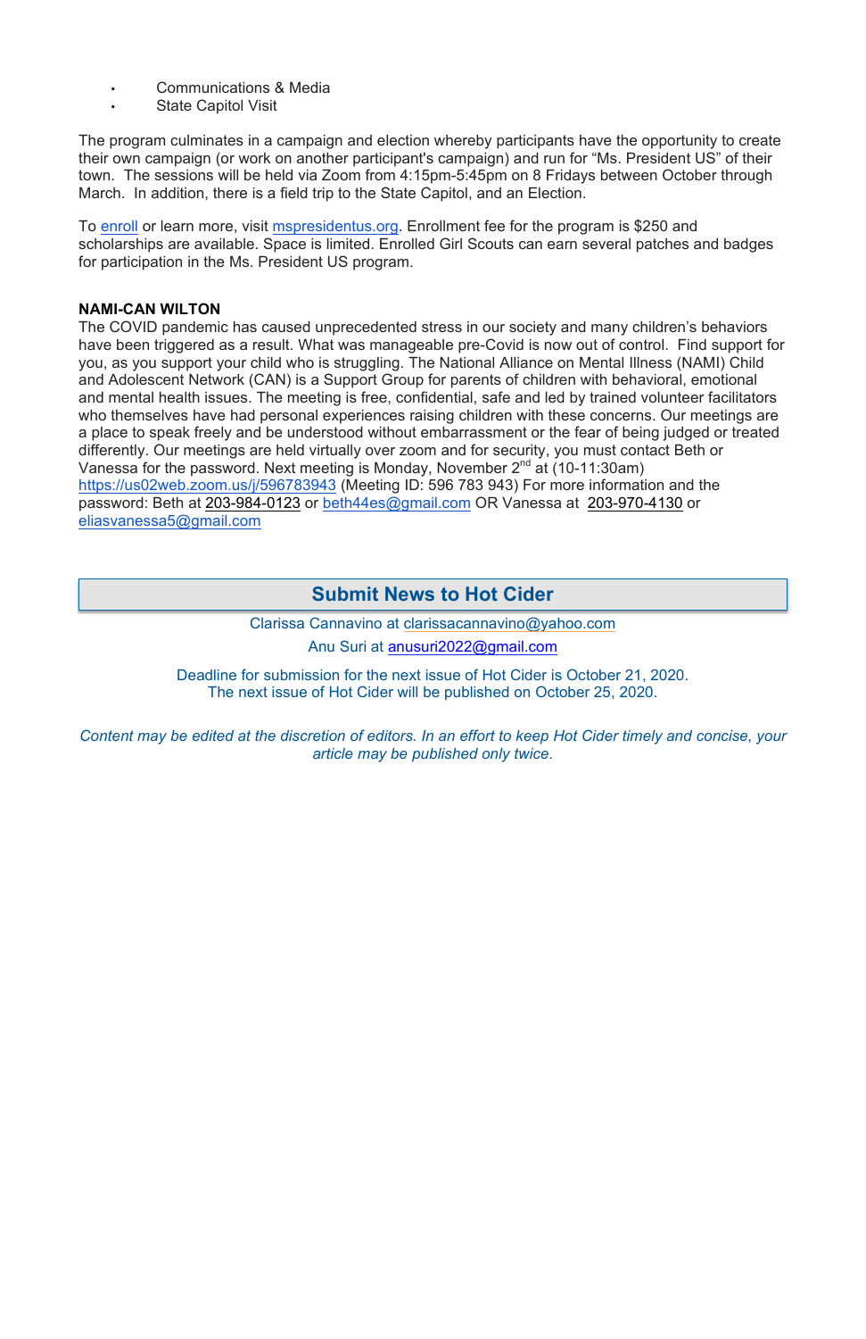- Communications & Media
- State Capitol Visit

The program culminates in a campaign and election whereby participants have the opportunity to create their own campaign (or work on another participant's campaign) and run for "Ms. President US" of their town. The sessions will be held via Zoom from 4:15pm-5:45pm on 8 Fridays between October through March. In addition, there is a field trip to the State Capitol, and an Election.

To enroll or learn more, visit mspresidentus.org. Enrollment fee for the program is $250 and scholarships are available. Space is limited. Enrolled Girl Scouts can earn several patches and badges for participation in the Ms. President US program.

**NAMI-CAN WILTON**

The COVID pandemic has caused unprecedented stress in our society and many children's behaviors have been triggered as a result. What was manageable pre-Covid is now out of control. Find support for you, as you support your child who is struggling. The National Alliance on Mental Illness (NAMI) Child and Adolescent Network (CAN) is a Support Group for parents of children with behavioral, emotional and mental health issues. The meeting is free, confidential, safe and led by trained volunteer facilitators who themselves have had personal experiences raising children with these concerns. Our meetings are a place to speak freely and be understood without embarrassment or the fear of being judged or treated differently. Our meetings are held virtually over zoom and for security, you must contact Beth or Vanessa for the password. Next meeting is Monday, November 2nd at (10-11:30am) https://us02web.zoom.us/j/596783943 (Meeting ID: 596 783 943) For more information and the password: Beth at 203-984-0123 or beth44es@gmail.com OR Vanessa at 203-970-4130 or eliasvanessa5@gmail.com

## Submit News to Hot Cider

Clarissa Cannavino at clarissacannavino@yahoo.com

Anu Suri at anusuri2022@gmail.com

Deadline for submission for the next issue of Hot Cider is October 21, 2020.
The next issue of Hot Cider will be published on October 25, 2020.

*Content may be edited at the discretion of editors. In an effort to keep Hot Cider timely and concise, your article may be published only twice.*